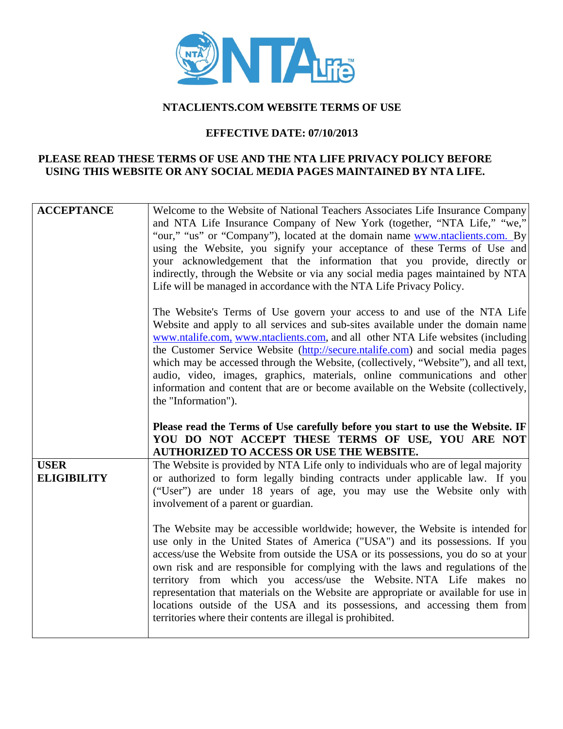# NTACLIENTS.COM WEBSITE TERMS OF USE

## EFFECTIVE DATE: 07/10/2013

**PLEASE READ THESE TERMS OF USE AND THE NTA LIFE PRIVACY POLICY BEFORE USING THIS WEBSITE OR ANY SOCIAL MEDIA PAGES MAINTAINED BY NTA LIFE.**

| | |
|---|---|
| **ACCEPTANCE** | Welcome to the Website of National Teachers Associates Life Insurance Company and NTA Life Insurance Company of New York (together, "NTA Life," "we," "our," "us" or "Company"), located at the domain name www.ntaclients.com. By using the Website, you signify your acceptance of these Terms of Use and your acknowledgement that the information that you provide, directly or indirectly, through the Website or via any social media pages maintained by NTA Life will be managed in accordance with the NTA Life Privacy Policy.<br><br>The Website's Terms of Use govern your access to and use of the NTA Life Website and apply to all services and sub-sites available under the domain name www.ntalife.com, www.ntaclients.com, and all other NTA Life websites (including the Customer Service Website (http://secure.ntalife.com) and social media pages which may be accessed through the Website, (collectively, "Website"), and all text, audio, video, images, graphics, materials, online communications and other information and content that are or become available on the Website (collectively, the "Information").<br><br>**Please read the Terms of Use carefully before you start to use the Website. IF YOU DO NOT ACCEPT THESE TERMS OF USE, YOU ARE NOT AUTHORIZED TO ACCESS OR USE THE WEBSITE.** |
| **USER ELIGIBILITY** | The Website is provided by NTA Life only to individuals who are of legal majority or authorized to form legally binding contracts under applicable law. If you ("User") are under 18 years of age, you may use the Website only with involvement of a parent or guardian.<br><br>The Website may be accessible worldwide; however, the Website is intended for use only in the United States of America ("USA") and its possessions. If you access/use the Website from outside the USA or its possessions, you do so at your own risk and are responsible for complying with the laws and regulations of the territory from which you access/use the Website. NTA Life makes no representation that materials on the Website are appropriate or available for use in locations outside of the USA and its possessions, and accessing them from territories where their contents are illegal is prohibited. |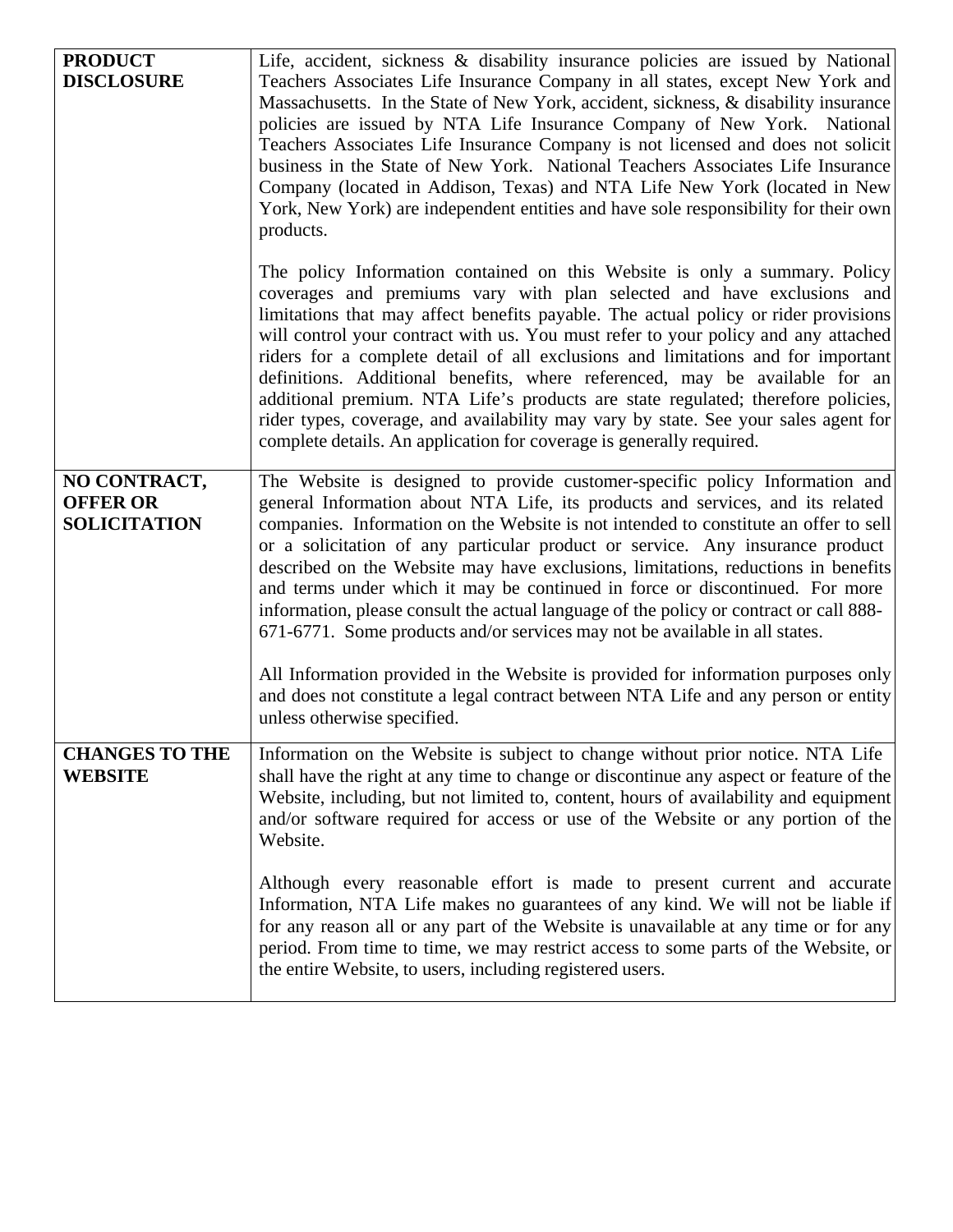| **PRODUCT DISCLOSURE** | Life, accident, sickness & disability insurance policies are issued by National Teachers Associates Life Insurance Company in all states, except New York and Massachusetts. In the State of New York, accident, sickness, & disability insurance policies are issued by NTA Life Insurance Company of New York. National Teachers Associates Life Insurance Company is not licensed and does not solicit business in the State of New York. National Teachers Associates Life Insurance Company (located in Addison, Texas) and NTA Life New York (located in New York, New York) are independent entities and have sole responsibility for their own products.<br><br>The policy Information contained on this Website is only a summary. Policy coverages and premiums vary with plan selected and have exclusions and limitations that may affect benefits payable. The actual policy or rider provisions will control your contract with us. You must refer to your policy and any attached riders for a complete detail of all exclusions and limitations and for important definitions. Additional benefits, where referenced, may be available for an additional premium. NTA Life's products are state regulated; therefore policies, rider types, coverage, and availability may vary by state. See your sales agent for complete details. An application for coverage is generally required. |
|---|---|
| **NO CONTRACT, OFFER OR SOLICITATION** | The Website is designed to provide customer-specific policy Information and general Information about NTA Life, its products and services, and its related companies. Information on the Website is not intended to constitute an offer to sell or a solicitation of any particular product or service. Any insurance product described on the Website may have exclusions, limitations, reductions in benefits and terms under which it may be continued in force or discontinued. For more information, please consult the actual language of the policy or contract or call 888-671-6771. Some products and/or services may not be available in all states.<br><br>All Information provided in the Website is provided for information purposes only and does not constitute a legal contract between NTA Life and any person or entity unless otherwise specified. |
| **CHANGES TO THE WEBSITE** | Information on the Website is subject to change without prior notice. NTA Life shall have the right at any time to change or discontinue any aspect or feature of the Website, including, but not limited to, content, hours of availability and equipment and/or software required for access or use of the Website or any portion of the Website.<br><br>Although every reasonable effort is made to present current and accurate Information, NTA Life makes no guarantees of any kind. We will not be liable if for any reason all or any part of the Website is unavailable at any time or for any period. From time to time, we may restrict access to some parts of the Website, or the entire Website, to users, including registered users. |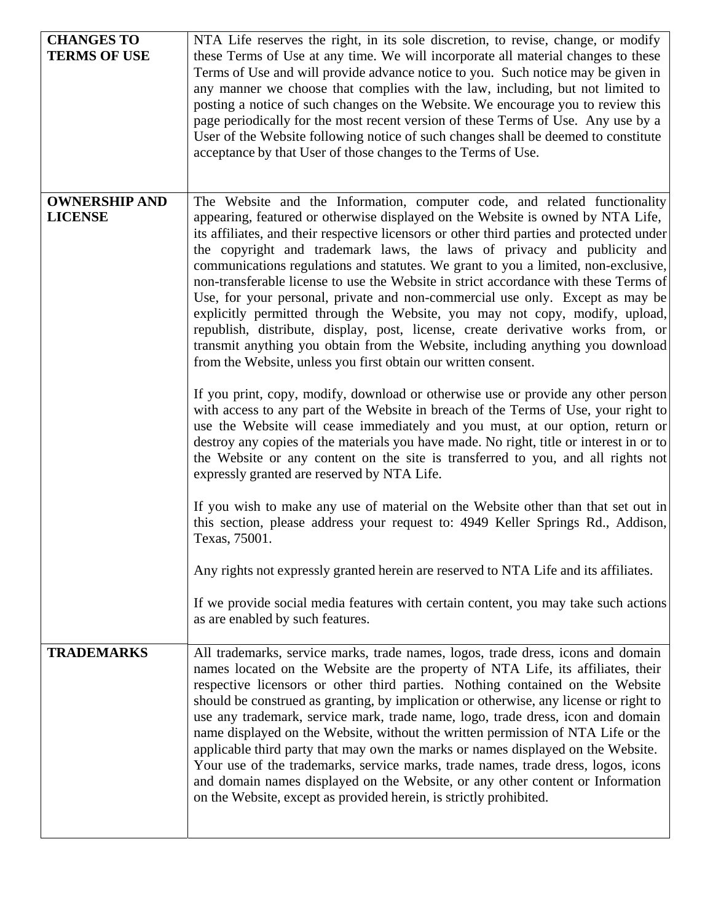| | |
|---|---|
| **CHANGES TO TERMS OF USE** | NTA Life reserves the right, in its sole discretion, to revise, change, or modify these Terms of Use at any time. We will incorporate all material changes to these Terms of Use and will provide advance notice to you. Such notice may be given in any manner we choose that complies with the law, including, but not limited to posting a notice of such changes on the Website. We encourage you to review this page periodically for the most recent version of these Terms of Use. Any use by a User of the Website following notice of such changes shall be deemed to constitute acceptance by that User of those changes to the Terms of Use. |
| **OWNERSHIP AND LICENSE** | The Website and the Information, computer code, and related functionality appearing, featured or otherwise displayed on the Website is owned by NTA Life, its affiliates, and their respective licensors or other third parties and protected under the copyright and trademark laws, the laws of privacy and publicity and communications regulations and statutes. We grant to you a limited, non-exclusive, non-transferable license to use the Website in strict accordance with these Terms of Use, for your personal, private and non-commercial use only. Except as may be explicitly permitted through the Website, you may not copy, modify, upload, republish, distribute, display, post, license, create derivative works from, or transmit anything you obtain from the Website, including anything you download from the Website, unless you first obtain our written consent.<br><br>If you print, copy, modify, download or otherwise use or provide any other person with access to any part of the Website in breach of the Terms of Use, your right to use the Website will cease immediately and you must, at our option, return or destroy any copies of the materials you have made. No right, title or interest in or to the Website or any content on the site is transferred to you, and all rights not expressly granted are reserved by NTA Life.<br><br>If you wish to make any use of material on the Website other than that set out in this section, please address your request to: 4949 Keller Springs Rd., Addison, Texas, 75001.<br><br>Any rights not expressly granted herein are reserved to NTA Life and its affiliates.<br><br>If we provide social media features with certain content, you may take such actions as are enabled by such features. |
| **TRADEMARKS** | All trademarks, service marks, trade names, logos, trade dress, icons and domain names located on the Website are the property of NTA Life, its affiliates, their respective licensors or other third parties. Nothing contained on the Website should be construed as granting, by implication or otherwise, any license or right to use any trademark, service mark, trade name, logo, trade dress, icon and domain name displayed on the Website, without the written permission of NTA Life or the applicable third party that may own the marks or names displayed on the Website. Your use of the trademarks, service marks, trade names, trade dress, logos, icons and domain names displayed on the Website, or any other content or Information on the Website, except as provided herein, is strictly prohibited. |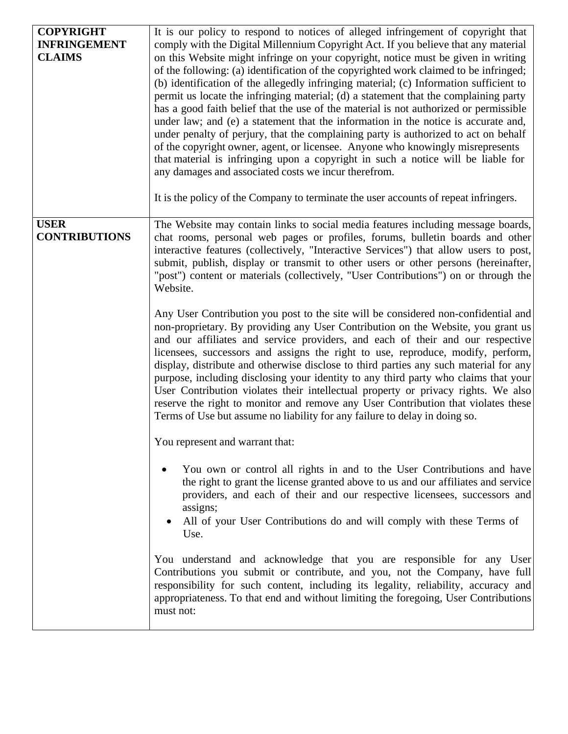| | |
|---|---|
| **COPYRIGHT INFRINGEMENT CLAIMS** | It is our policy to respond to notices of alleged infringement of copyright that comply with the Digital Millennium Copyright Act. If you believe that any material on this Website might infringe on your copyright, notice must be given in writing of the following: (a) identification of the copyrighted work claimed to be infringed; (b) identification of the allegedly infringing material; (c) Information sufficient to permit us locate the infringing material; (d) a statement that the complaining party has a good faith belief that the use of the material is not authorized or permissible under law; and (e) a statement that the information in the notice is accurate and, under penalty of perjury, that the complaining party is authorized to act on behalf of the copyright owner, agent, or licensee. Anyone who knowingly misrepresents that material is infringing upon a copyright in such a notice will be liable for any damages and associated costs we incur therefrom.<br><br>It is the policy of the Company to terminate the user accounts of repeat infringers. |
| **USER CONTRIBUTIONS** | The Website may contain links to social media features including message boards, chat rooms, personal web pages or profiles, forums, bulletin boards and other interactive features (collectively, "Interactive Services") that allow users to post, submit, publish, display or transmit to other users or other persons (hereinafter, "post") content or materials (collectively, "User Contributions") on or through the Website.<br><br>Any User Contribution you post to the site will be considered non-confidential and non-proprietary. By providing any User Contribution on the Website, you grant us and our affiliates and service providers, and each of their and our respective licensees, successors and assigns the right to use, reproduce, modify, perform, display, distribute and otherwise disclose to third parties any such material for any purpose, including disclosing your identity to any third party who claims that your User Contribution violates their intellectual property or privacy rights. We also reserve the right to monitor and remove any User Contribution that violates these Terms of Use but assume no liability for any failure to delay in doing so.<br><br>You represent and warrant that:<br><br>• You own or control all rights in and to the User Contributions and have the right to grant the license granted above to us and our affiliates and service providers, and each of their and our respective licensees, successors and assigns;<br>• All of your User Contributions do and will comply with these Terms of Use.<br><br>You understand and acknowledge that you are responsible for any User Contributions you submit or contribute, and you, not the Company, have full responsibility for such content, including its legality, reliability, accuracy and appropriateness. To that end and without limiting the foregoing, User Contributions must not: |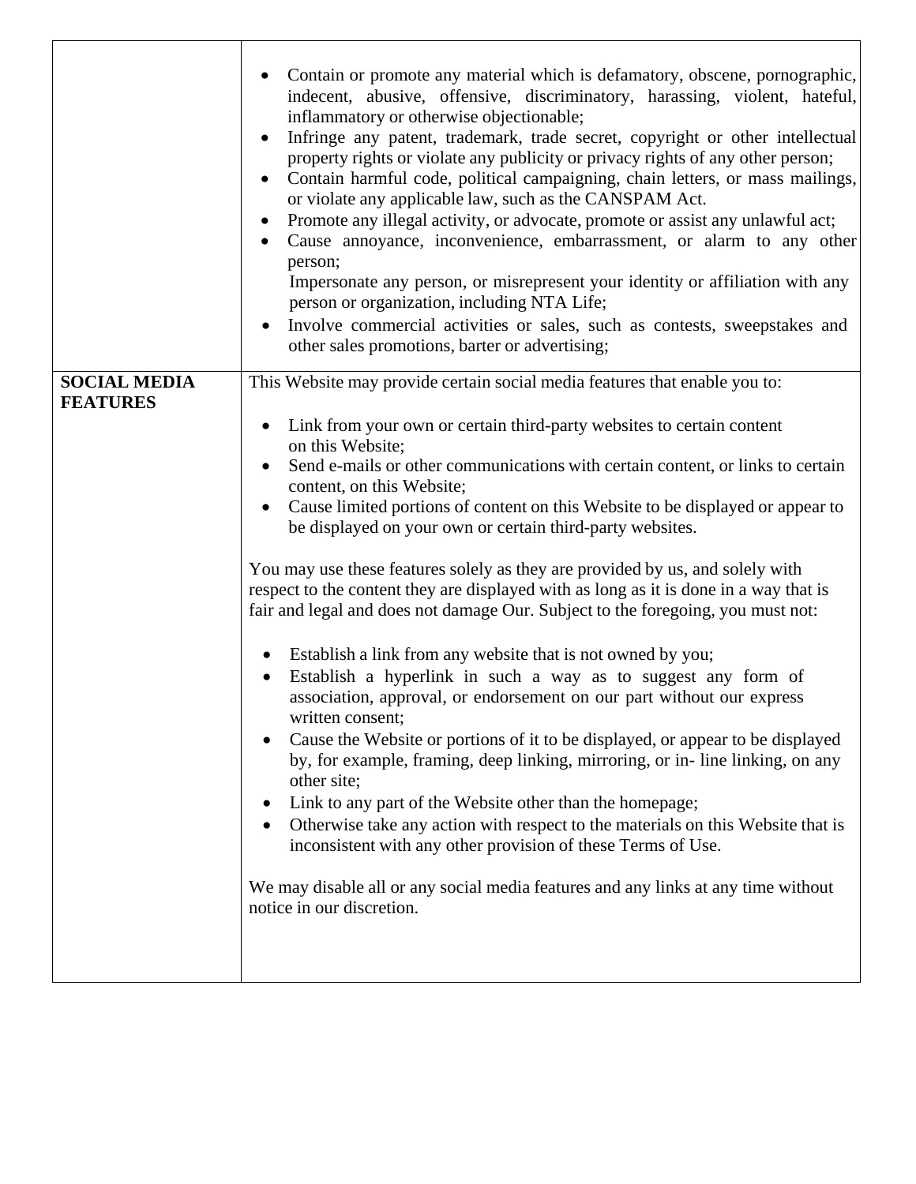| | |
|---|---|
| | • Contain or promote any material which is defamatory, obscene, pornographic, indecent, abusive, offensive, discriminatory, harassing, violent, hateful, inflammatory or otherwise objectionable;<br>• Infringe any patent, trademark, trade secret, copyright or other intellectual property rights or violate any publicity or privacy rights of any other person;<br>• Contain harmful code, political campaigning, chain letters, or mass mailings, or violate any applicable law, such as the CANSPAM Act.<br>• Promote any illegal activity, or advocate, promote or assist any unlawful act;<br>• Cause annoyance, inconvenience, embarrassment, or alarm to any other person;<br>Impersonate any person, or misrepresent your identity or affiliation with any person or organization, including NTA Life;<br>• Involve commercial activities or sales, such as contests, sweepstakes and other sales promotions, barter or advertising; |
| **SOCIAL MEDIA FEATURES** | This Website may provide certain social media features that enable you to:<br><br>• Link from your own or certain third-party websites to certain content on this Website;<br>• Send e-mails or other communications with certain content, or links to certain content, on this Website;<br>• Cause limited portions of content on this Website to be displayed or appear to be displayed on your own or certain third-party websites.<br><br>You may use these features solely as they are provided by us, and solely with respect to the content they are displayed with as long as it is done in a way that is fair and legal and does not damage Our. Subject to the foregoing, you must not:<br><br>• Establish a link from any website that is not owned by you;<br>• Establish a hyperlink in such a way as to suggest any form of association, approval, or endorsement on our part without our express written consent;<br>• Cause the Website or portions of it to be displayed, or appear to be displayed by, for example, framing, deep linking, mirroring, or in- line linking, on any other site;<br>• Link to any part of the Website other than the homepage;<br>• Otherwise take any action with respect to the materials on this Website that is inconsistent with any other provision of these Terms of Use.<br><br>We may disable all or any social media features and any links at any time without notice in our discretion. |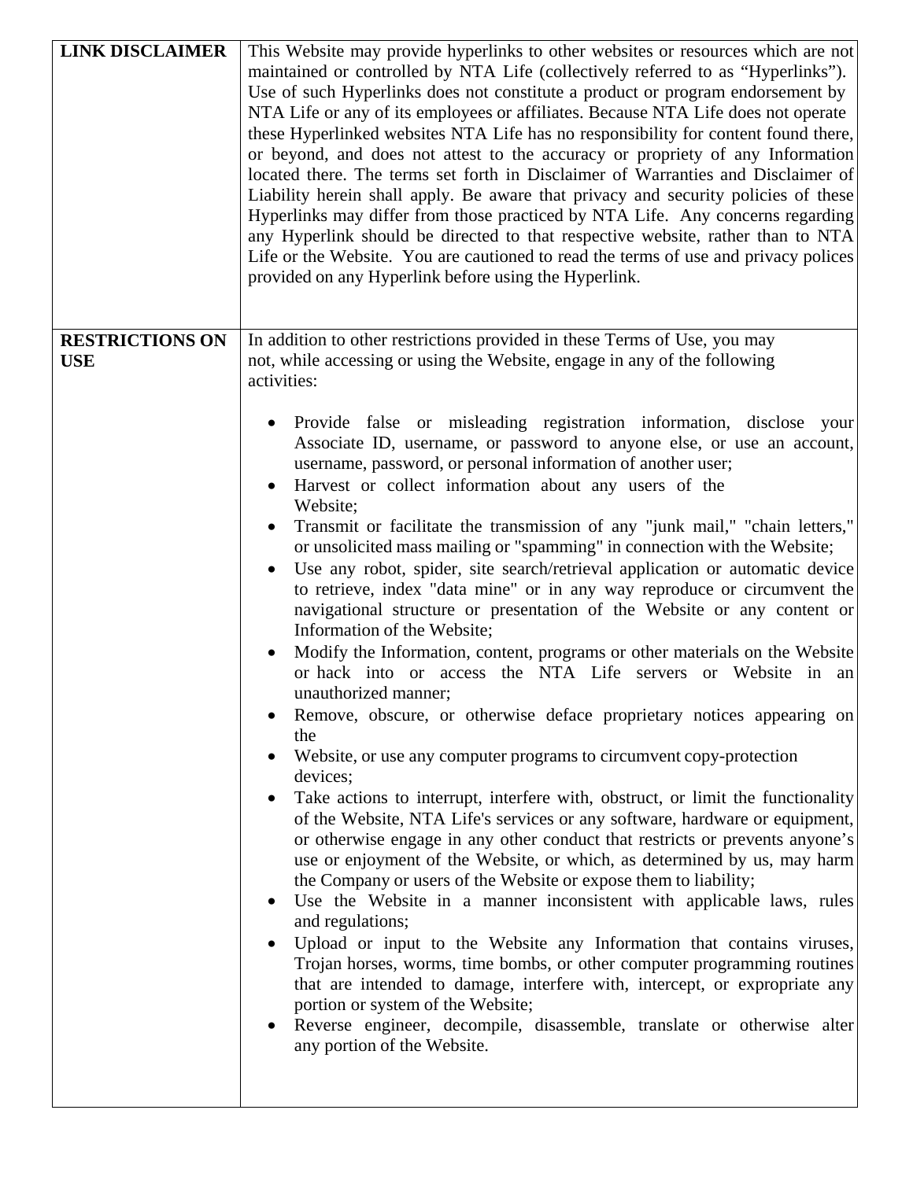| | |
|---|---|
| **LINK DISCLAIMER** | This Website may provide hyperlinks to other websites or resources which are not maintained or controlled by NTA Life (collectively referred to as "Hyperlinks"). Use of such Hyperlinks does not constitute a product or program endorsement by NTA Life or any of its employees or affiliates. Because NTA Life does not operate these Hyperlinked websites NTA Life has no responsibility for content found there, or beyond, and does not attest to the accuracy or propriety of any Information located there. The terms set forth in Disclaimer of Warranties and Disclaimer of Liability herein shall apply. Be aware that privacy and security policies of these Hyperlinks may differ from those practiced by NTA Life. Any concerns regarding any Hyperlink should be directed to that respective website, rather than to NTA Life or the Website. You are cautioned to read the terms of use and privacy polices provided on any Hyperlink before using the Hyperlink. |
| **RESTRICTIONS ON USE** | In addition to other restrictions provided in these Terms of Use, you may not, while accessing or using the Website, engage in any of the following activities:<br><br>• Provide false or misleading registration information, disclose your Associate ID, username, or password to anyone else, or use an account, username, password, or personal information of another user;<br>• Harvest or collect information about any users of the Website;<br>• Transmit or facilitate the transmission of any "junk mail," "chain letters," or unsolicited mass mailing or "spamming" in connection with the Website;<br>• Use any robot, spider, site search/retrieval application or automatic device to retrieve, index "data mine" or in any way reproduce or circumvent the navigational structure or presentation of the Website or any content or Information of the Website;<br>• Modify the Information, content, programs or other materials on the Website or hack into or access the NTA Life servers or Website in an unauthorized manner;<br>• Remove, obscure, or otherwise deface proprietary notices appearing on the<br>• Website, or use any computer programs to circumvent copy-protection devices;<br>• Take actions to interrupt, interfere with, obstruct, or limit the functionality of the Website, NTA Life's services or any software, hardware or equipment, or otherwise engage in any other conduct that restricts or prevents anyone's use or enjoyment of the Website, or which, as determined by us, may harm the Company or users of the Website or expose them to liability;<br>• Use the Website in a manner inconsistent with applicable laws, rules and regulations;<br>• Upload or input to the Website any Information that contains viruses, Trojan horses, worms, time bombs, or other computer programming routines that are intended to damage, interfere with, intercept, or expropriate any portion or system of the Website;<br>• Reverse engineer, decompile, disassemble, translate or otherwise alter any portion of the Website. |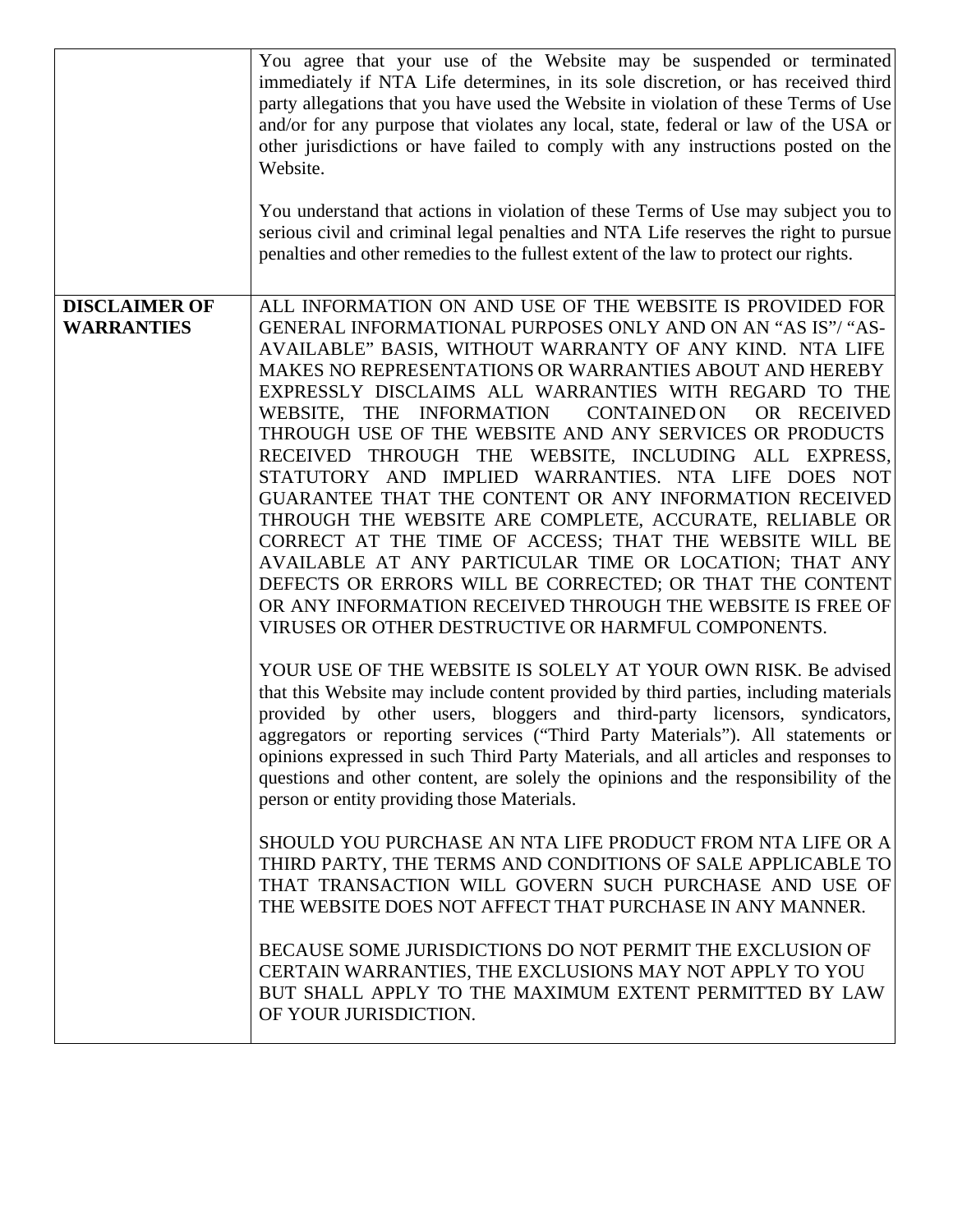| | |
|---|---|
| | You agree that your use of the Website may be suspended or terminated immediately if NTA Life determines, in its sole discretion, or has received third party allegations that you have used the Website in violation of these Terms of Use and/or for any purpose that violates any local, state, federal or law of the USA or other jurisdictions or have failed to comply with any instructions posted on the Website.<br><br>You understand that actions in violation of these Terms of Use may subject you to serious civil and criminal legal penalties and NTA Life reserves the right to pursue penalties and other remedies to the fullest extent of the law to protect our rights. |
| **DISCLAIMER OF WARRANTIES** | ALL INFORMATION ON AND USE OF THE WEBSITE IS PROVIDED FOR GENERAL INFORMATIONAL PURPOSES ONLY AND ON AN "AS IS"/ "AS-AVAILABLE" BASIS, WITHOUT WARRANTY OF ANY KIND. NTA LIFE MAKES NO REPRESENTATIONS OR WARRANTIES ABOUT AND HEREBY EXPRESSLY DISCLAIMS ALL WARRANTIES WITH REGARD TO THE WEBSITE, THE INFORMATION CONTAINED ON OR RECEIVED THROUGH USE OF THE WEBSITE AND ANY SERVICES OR PRODUCTS RECEIVED THROUGH THE WEBSITE, INCLUDING ALL EXPRESS, STATUTORY AND IMPLIED WARRANTIES. NTA LIFE DOES NOT GUARANTEE THAT THE CONTENT OR ANY INFORMATION RECEIVED THROUGH THE WEBSITE ARE COMPLETE, ACCURATE, RELIABLE OR CORRECT AT THE TIME OF ACCESS; THAT THE WEBSITE WILL BE AVAILABLE AT ANY PARTICULAR TIME OR LOCATION; THAT ANY DEFECTS OR ERRORS WILL BE CORRECTED; OR THAT THE CONTENT OR ANY INFORMATION RECEIVED THROUGH THE WEBSITE IS FREE OF VIRUSES OR OTHER DESTRUCTIVE OR HARMFUL COMPONENTS.<br><br>YOUR USE OF THE WEBSITE IS SOLELY AT YOUR OWN RISK. Be advised that this Website may include content provided by third parties, including materials provided by other users, bloggers and third-party licensors, syndicators, aggregators or reporting services ("Third Party Materials"). All statements or opinions expressed in such Third Party Materials, and all articles and responses to questions and other content, are solely the opinions and the responsibility of the person or entity providing those Materials.<br><br>SHOULD YOU PURCHASE AN NTA LIFE PRODUCT FROM NTA LIFE OR A THIRD PARTY, THE TERMS AND CONDITIONS OF SALE APPLICABLE TO THAT TRANSACTION WILL GOVERN SUCH PURCHASE AND USE OF THE WEBSITE DOES NOT AFFECT THAT PURCHASE IN ANY MANNER.<br><br>BECAUSE SOME JURISDICTIONS DO NOT PERMIT THE EXCLUSION OF CERTAIN WARRANTIES, THE EXCLUSIONS MAY NOT APPLY TO YOU BUT SHALL APPLY TO THE MAXIMUM EXTENT PERMITTED BY LAW OF YOUR JURISDICTION. |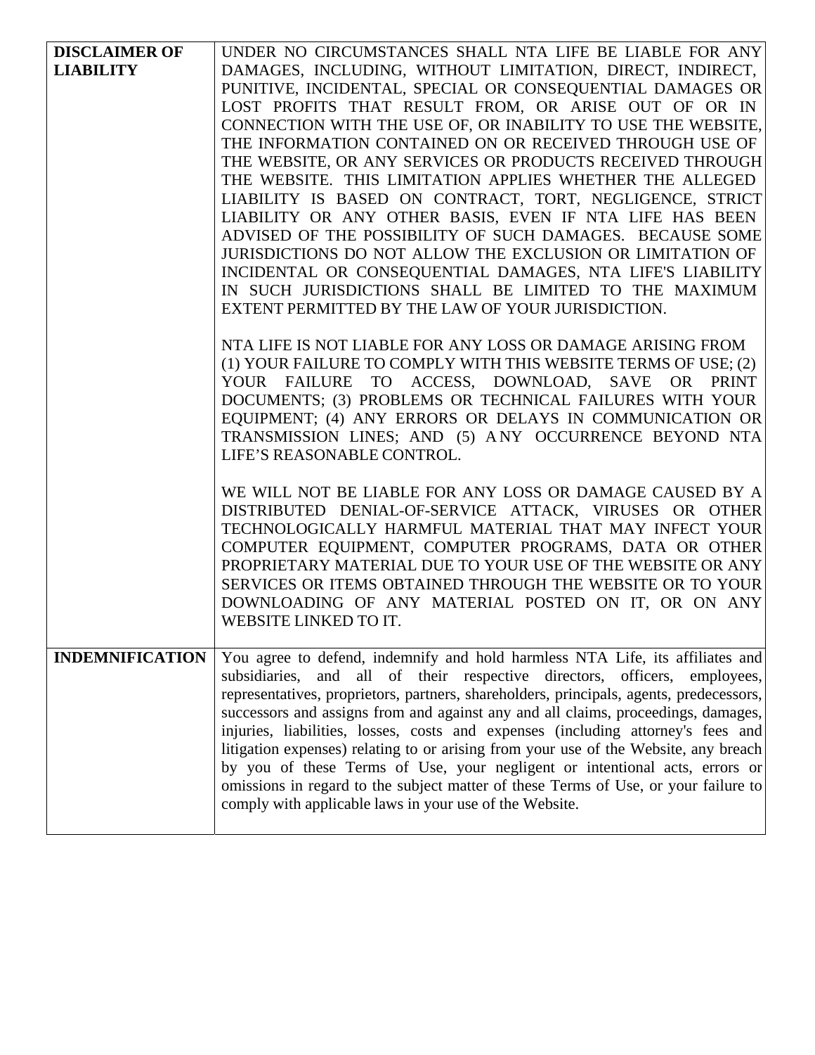| | |
|---|---|
| **DISCLAIMER OF LIABILITY** | UNDER NO CIRCUMSTANCES SHALL NTA LIFE BE LIABLE FOR ANY DAMAGES, INCLUDING, WITHOUT LIMITATION, DIRECT, INDIRECT, PUNITIVE, INCIDENTAL, SPECIAL OR CONSEQUENTIAL DAMAGES OR LOST PROFITS THAT RESULT FROM, OR ARISE OUT OF OR IN CONNECTION WITH THE USE OF, OR INABILITY TO USE THE WEBSITE, THE INFORMATION CONTAINED ON OR RECEIVED THROUGH USE OF THE WEBSITE, OR ANY SERVICES OR PRODUCTS RECEIVED THROUGH THE WEBSITE. THIS LIMITATION APPLIES WHETHER THE ALLEGED LIABILITY IS BASED ON CONTRACT, TORT, NEGLIGENCE, STRICT LIABILITY OR ANY OTHER BASIS, EVEN IF NTA LIFE HAS BEEN ADVISED OF THE POSSIBILITY OF SUCH DAMAGES. BECAUSE SOME JURISDICTIONS DO NOT ALLOW THE EXCLUSION OR LIMITATION OF INCIDENTAL OR CONSEQUENTIAL DAMAGES, NTA LIFE'S LIABILITY IN SUCH JURISDICTIONS SHALL BE LIMITED TO THE MAXIMUM EXTENT PERMITTED BY THE LAW OF YOUR JURISDICTION.<br><br>NTA LIFE IS NOT LIABLE FOR ANY LOSS OR DAMAGE ARISING FROM (1) YOUR FAILURE TO COMPLY WITH THIS WEBSITE TERMS OF USE; (2) YOUR FAILURE TO ACCESS, DOWNLOAD, SAVE OR PRINT DOCUMENTS; (3) PROBLEMS OR TECHNICAL FAILURES WITH YOUR EQUIPMENT; (4) ANY ERRORS OR DELAYS IN COMMUNICATION OR TRANSMISSION LINES; AND (5) ANY OCCURRENCE BEYOND NTA LIFE'S REASONABLE CONTROL.<br><br>WE WILL NOT BE LIABLE FOR ANY LOSS OR DAMAGE CAUSED BY A DISTRIBUTED DENIAL-OF-SERVICE ATTACK, VIRUSES OR OTHER TECHNOLOGICALLY HARMFUL MATERIAL THAT MAY INFECT YOUR COMPUTER EQUIPMENT, COMPUTER PROGRAMS, DATA OR OTHER PROPRIETARY MATERIAL DUE TO YOUR USE OF THE WEBSITE OR ANY SERVICES OR ITEMS OBTAINED THROUGH THE WEBSITE OR TO YOUR DOWNLOADING OF ANY MATERIAL POSTED ON IT, OR ON ANY WEBSITE LINKED TO IT. |
| **INDEMNIFICATION** | You agree to defend, indemnify and hold harmless NTA Life, its affiliates and subsidiaries, and all of their respective directors, officers, employees, representatives, proprietors, partners, shareholders, principals, agents, predecessors, successors and assigns from and against any and all claims, proceedings, damages, injuries, liabilities, losses, costs and expenses (including attorney's fees and litigation expenses) relating to or arising from your use of the Website, any breach by you of these Terms of Use, your negligent or intentional acts, errors or omissions in regard to the subject matter of these Terms of Use, or your failure to comply with applicable laws in your use of the Website. |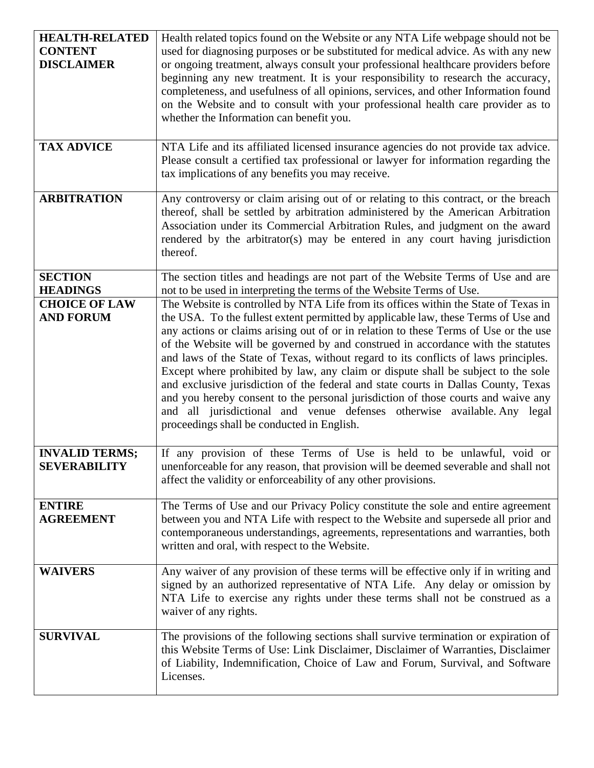| | |
|---|---|
| **HEALTH-RELATED CONTENT DISCLAIMER** | Health related topics found on the Website or any NTA Life webpage should not be used for diagnosing purposes or be substituted for medical advice. As with any new or ongoing treatment, always consult your professional healthcare providers before beginning any new treatment. It is your responsibility to research the accuracy, completeness, and usefulness of all opinions, services, and other Information found on the Website and to consult with your professional health care provider as to whether the Information can benefit you. |
| **TAX ADVICE** | NTA Life and its affiliated licensed insurance agencies do not provide tax advice. Please consult a certified tax professional or lawyer for information regarding the tax implications of any benefits you may receive. |
| **ARBITRATION** | Any controversy or claim arising out of or relating to this contract, or the breach thereof, shall be settled by arbitration administered by the American Arbitration Association under its Commercial Arbitration Rules, and judgment on the award rendered by the arbitrator(s) may be entered in any court having jurisdiction thereof. |
| **SECTION HEADINGS** | The section titles and headings are not part of the Website Terms of Use and are not to be used in interpreting the terms of the Website Terms of Use. |
| **CHOICE OF LAW AND FORUM** | The Website is controlled by NTA Life from its offices within the State of Texas in the USA. To the fullest extent permitted by applicable law, these Terms of Use and any actions or claims arising out of or in relation to these Terms of Use or the use of the Website will be governed by and construed in accordance with the statutes and laws of the State of Texas, without regard to its conflicts of laws principles. Except where prohibited by law, any claim or dispute shall be subject to the sole and exclusive jurisdiction of the federal and state courts in Dallas County, Texas and you hereby consent to the personal jurisdiction of those courts and waive any and all jurisdictional and venue defenses otherwise available. Any legal proceedings shall be conducted in English. |
| **INVALID TERMS; SEVERABILITY** | If any provision of these Terms of Use is held to be unlawful, void or unenforceable for any reason, that provision will be deemed severable and shall not affect the validity or enforceability of any other provisions. |
| **ENTIRE AGREEMENT** | The Terms of Use and our Privacy Policy constitute the sole and entire agreement between you and NTA Life with respect to the Website and supersede all prior and contemporaneous understandings, agreements, representations and warranties, both written and oral, with respect to the Website. |
| **WAIVERS** | Any waiver of any provision of these terms will be effective only if in writing and signed by an authorized representative of NTA Life. Any delay or omission by NTA Life to exercise any rights under these terms shall not be construed as a waiver of any rights. |
| **SURVIVAL** | The provisions of the following sections shall survive termination or expiration of this Website Terms of Use: Link Disclaimer, Disclaimer of Warranties, Disclaimer of Liability, Indemnification, Choice of Law and Forum, Survival, and Software Licenses. |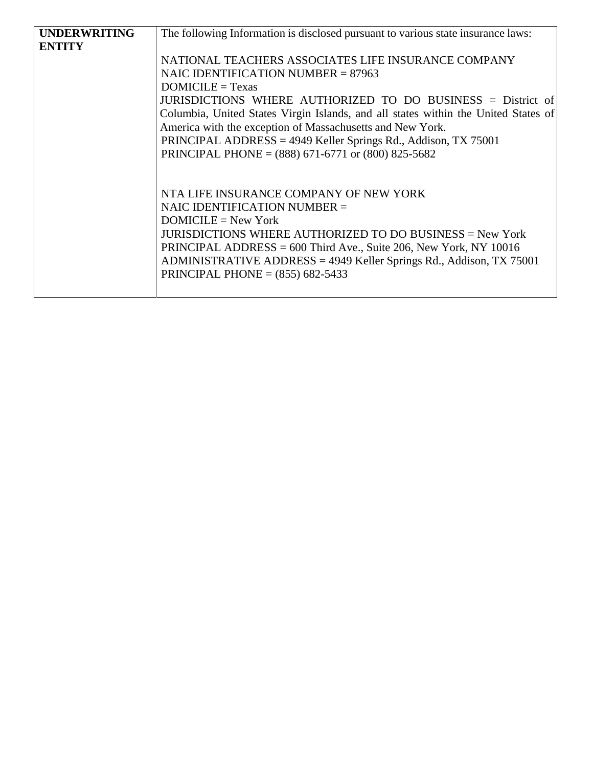| | |
|---|---|
| **UNDERWRITING ENTITY** | The following Information is disclosed pursuant to various state insurance laws:<br><br>NATIONAL TEACHERS ASSOCIATES LIFE INSURANCE COMPANY<br>NAIC IDENTIFICATION NUMBER = 87963<br>DOMICILE = Texas<br>JURISDICTIONS WHERE AUTHORIZED TO DO BUSINESS = District of Columbia, United States Virgin Islands, and all states within the United States of America with the exception of Massachusetts and New York.<br>PRINCIPAL ADDRESS = 4949 Keller Springs Rd., Addison, TX 75001<br>PRINCIPAL PHONE = (888) 671-6771 or (800) 825-5682<br><br>NTA LIFE INSURANCE COMPANY OF NEW YORK<br>NAIC IDENTIFICATION NUMBER =<br>DOMICILE = New York<br>JURISDICTIONS WHERE AUTHORIZED TO DO BUSINESS = New York<br>PRINCIPAL ADDRESS = 600 Third Ave., Suite 206, New York, NY 10016<br>ADMINISTRATIVE ADDRESS = 4949 Keller Springs Rd., Addison, TX 75001<br>PRINCIPAL PHONE = (855) 682-5433 |